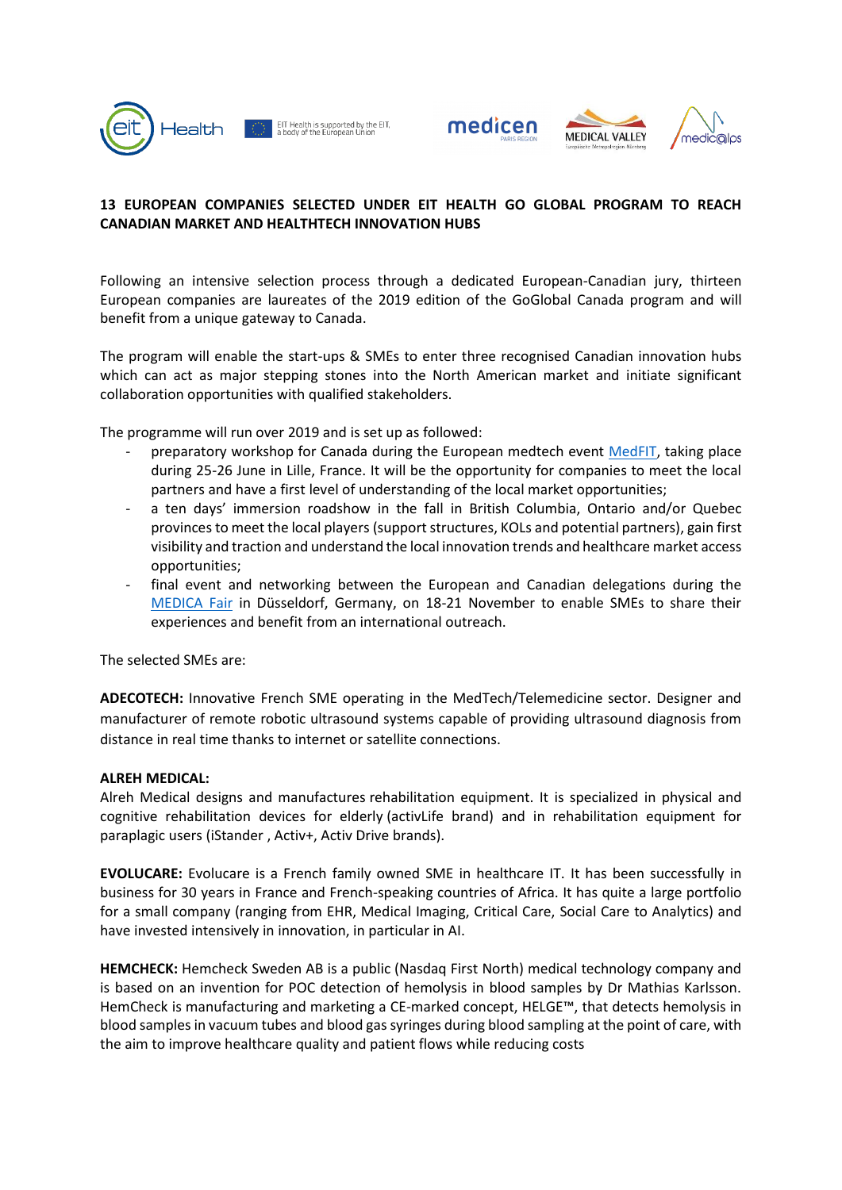EIT Health is supported by the EIT, a body of the European Union

**13 EUROPEAN COMPANIES SELECTED UNDER EIT HEALTH GO GLOBAL PROGRAM TO REACH CANADIAN MARKET AND HEALTHTECH INNOVATION HUBS**

Following an intensive selection process through a dedicated European-Canadian jury, thirteen European companies are laureates of the 2019 edition of the GoGlobal Canada program and will benefit from a unique gateway to Canada.

The program will enable the start-ups & SMEs to enter three recognised Canadian innovation hubs which can act as major stepping stones into the North American market and initiate significant collaboration opportunities with qualified stakeholders.

The programme will run over 2019 and is set up as followed:

- preparatory workshop for Canada during the European medtech event MedFIT, taking place during 25-26 June in Lille, France. It will be the opportunity for companies to meet the local partners and have a first level of understanding of the local market opportunities;
- a ten days' immersion roadshow in the fall in British Columbia, Ontario and/or Quebec provinces to meet the local players (support structures, KOLs and potential partners), gain first visibility and traction and understand the local innovation trends and healthcare market access opportunities;
- final event and networking between the European and Canadian delegations during the MEDICA Fair in Düsseldorf, Germany, on 18-21 November to enable SMEs to share their experiences and benefit from an international outreach.

The selected SMEs are:

**ADECOTECH:** Innovative French SME operating in the MedTech/Telemedicine sector. Designer and manufacturer of remote robotic ultrasound systems capable of providing ultrasound diagnosis from distance in real time thanks to internet or satellite connections.

**ALREH MEDICAL:**
Alreh Medical designs and manufactures rehabilitation equipment. It is specialized in physical and cognitive rehabilitation devices for elderly (activLife brand) and in rehabilitation equipment for paraplagic users (iStander , Activ+, Activ Drive brands).

**EVOLUCARE:** Evolucare is a French family owned SME in healthcare IT. It has been successfully in business for 30 years in France and French-speaking countries of Africa. It has quite a large portfolio for a small company (ranging from EHR, Medical Imaging, Critical Care, Social Care to Analytics) and have invested intensively in innovation, in particular in AI.

**HEMCHECK:** Hemcheck Sweden AB is a public (Nasdaq First North) medical technology company and is based on an invention for POC detection of hemolysis in blood samples by Dr Mathias Karlsson. HemCheck is manufacturing and marketing a CE-marked concept, HELGE™, that detects hemolysis in blood samples in vacuum tubes and blood gas syringes during blood sampling at the point of care, with the aim to improve healthcare quality and patient flows while reducing costs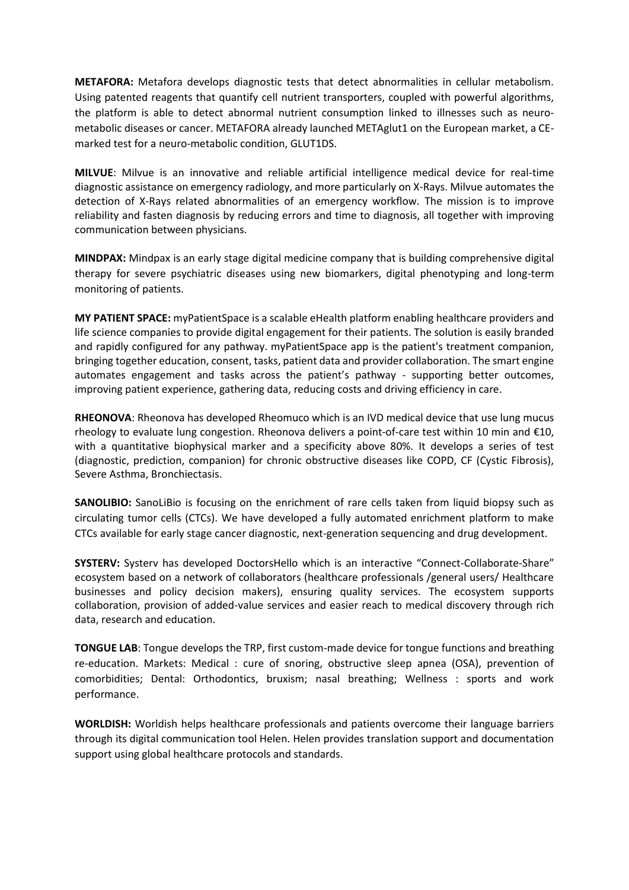**METAFORA:** Metafora develops diagnostic tests that detect abnormalities in cellular metabolism. Using patented reagents that quantify cell nutrient transporters, coupled with powerful algorithms, the platform is able to detect abnormal nutrient consumption linked to illnesses such as neuro-metabolic diseases or cancer. METAFORA already launched METAglut1 on the European market, a CE-marked test for a neuro-metabolic condition, GLUT1DS.

**MILVUE**: Milvue is an innovative and reliable artificial intelligence medical device for real-time diagnostic assistance on emergency radiology, and more particularly on X-Rays. Milvue automates the detection of X-Rays related abnormalities of an emergency workflow. The mission is to improve reliability and fasten diagnosis by reducing errors and time to diagnosis, all together with improving communication between physicians.

**MINDPAX:** Mindpax is an early stage digital medicine company that is building comprehensive digital therapy for severe psychiatric diseases using new biomarkers, digital phenotyping and long-term monitoring of patients.

**MY PATIENT SPACE:** myPatientSpace is a scalable eHealth platform enabling healthcare providers and life science companies to provide digital engagement for their patients. The solution is easily branded and rapidly configured for any pathway. myPatientSpace app is the patient's treatment companion, bringing together education, consent, tasks, patient data and provider collaboration. The smart engine automates engagement and tasks across the patient's pathway - supporting better outcomes, improving patient experience, gathering data, reducing costs and driving efficiency in care.

**RHEONOVA**: Rheonova has developed Rheomuco which is an IVD medical device that use lung mucus rheology to evaluate lung congestion. Rheonova delivers a point-of-care test within 10 min and €10, with a quantitative biophysical marker and a specificity above 80%. It develops a series of test (diagnostic, prediction, companion) for chronic obstructive diseases like COPD, CF (Cystic Fibrosis), Severe Asthma, Bronchiectasis.

**SANOLIBIO:** SanoLiBio is focusing on the enrichment of rare cells taken from liquid biopsy such as circulating tumor cells (CTCs). We have developed a fully automated enrichment platform to make CTCs available for early stage cancer diagnostic, next-generation sequencing and drug development.

**SYSTERV:** Systerv has developed DoctorsHello which is an interactive "Connect-Collaborate-Share" ecosystem based on a network of collaborators (healthcare professionals /general users/ Healthcare businesses and policy decision makers), ensuring quality services. The ecosystem supports collaboration, provision of added-value services and easier reach to medical discovery through rich data, research and education.

**TONGUE LAB**: Tongue develops the TRP, first custom-made device for tongue functions and breathing re-education. Markets: Medical : cure of snoring, obstructive sleep apnea (OSA), prevention of comorbidities; Dental: Orthodontics, bruxism; nasal breathing; Wellness : sports and work performance.

**WORLDISH:** Worldish helps healthcare professionals and patients overcome their language barriers through its digital communication tool Helen. Helen provides translation support and documentation support using global healthcare protocols and standards.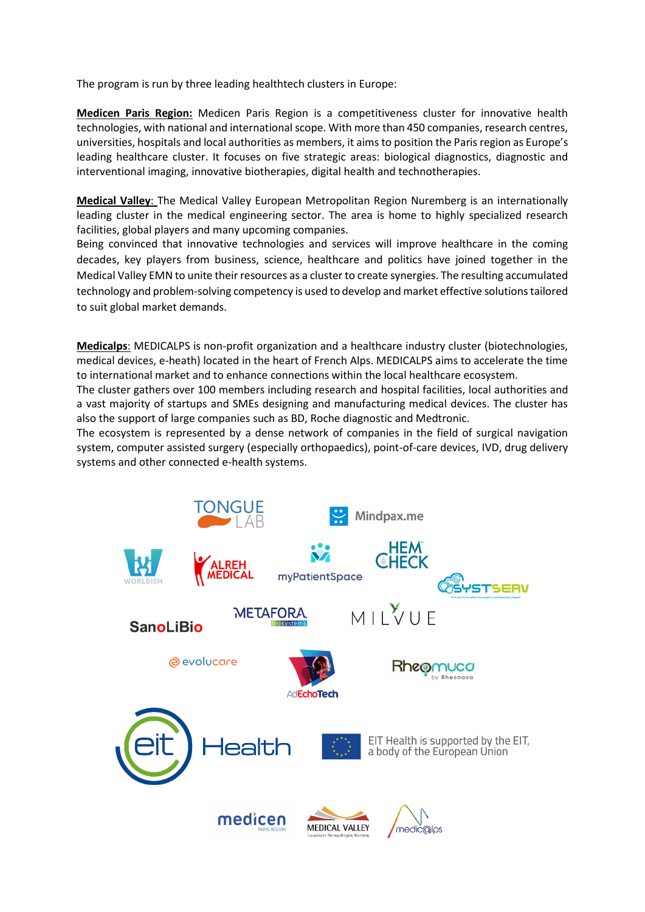The program is run by three leading healthtech clusters in Europe:

**Medicen Paris Region:** Medicen Paris Region is a competitiveness cluster for innovative health technologies, with national and international scope. With more than 450 companies, research centres, universities, hospitals and local authorities as members, it aims to position the Paris region as Europe's leading healthcare cluster. It focuses on five strategic areas: biological diagnostics, diagnostic and interventional imaging, innovative biotherapies, digital health and technotherapies.

**Medical Valley**: The Medical Valley European Metropolitan Region Nuremberg is an internationally leading cluster in the medical engineering sector. The area is home to highly specialized research facilities, global players and many upcoming companies.
Being convinced that innovative technologies and services will improve healthcare in the coming decades, key players from business, science, healthcare and politics have joined together in the Medical Valley EMN to unite their resources as a cluster to create synergies. The resulting accumulated technology and problem-solving competency is used to develop and market effective solutions tailored to suit global market demands.

**Medicalps**: MEDICALPS is non-profit organization and a healthcare industry cluster (biotechnologies, medical devices, e-heath) located in the heart of French Alps. MEDICALPS aims to accelerate the time to international market and to enhance connections within the local healthcare ecosystem.
The cluster gathers over 100 members including research and hospital facilities, local authorities and a vast majority of startups and SMEs designing and manufacturing medical devices. The cluster has also the support of large companies such as BD, Roche diagnostic and Medtronic.
The ecosystem is represented by a dense network of companies in the field of surgical navigation system, computer assisted surgery (especially orthopaedics), point-of-care devices, IVD, drug delivery systems and other connected e-health systems.

TONGUE LAB

Mindpax.me

WORLDISH

ALREH MEDICAL

myPatientSpace

HEM CHECK

SYSTSERV

SanoLiBio

METAFORA biosystems

MILVUE

evolucare

AdEchoTech

Rheomuco by Rheonova

eit Health

EIT Health is supported by the EIT, a body of the European Union

medicen PARIS REGION

MEDICAL VALLEY

medic@lps